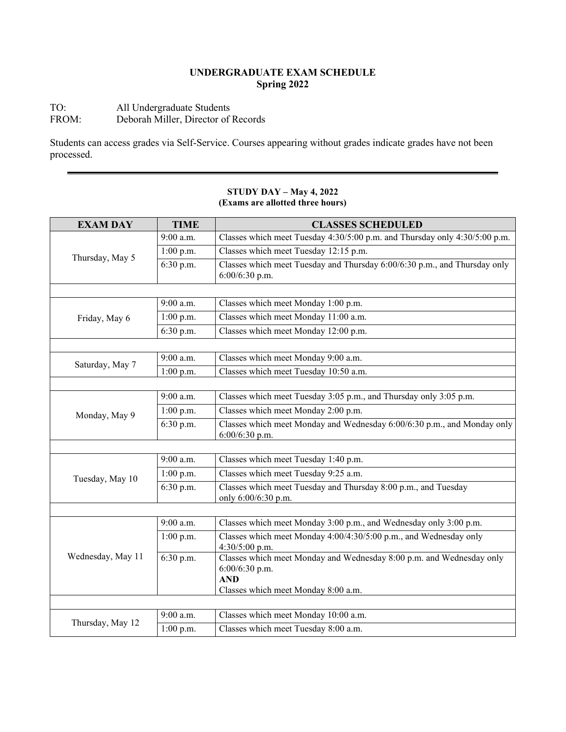# UNDERGRADUATE EXAM SCHEDULE
## Spring 2022

TO: All Undergraduate Students
FROM: Deborah Miller, Director of Records

Students can access grades via Self-Service. Courses appearing without grades indicate grades have not been processed.

---

**STUDY DAY – May 4, 2022**
**(Exams are allotted three hours)**

| EXAM DAY | TIME | CLASSES SCHEDULED |
|---|---|---|
| Thursday, May 5 | 9:00 a.m. | Classes which meet Tuesday 4:30/5:00 p.m. and Thursday only 4:30/5:00 p.m. |
| | 1:00 p.m. | Classes which meet Tuesday 12:15 p.m. |
| | 6:30 p.m. | Classes which meet Tuesday and Thursday 6:00/6:30 p.m., and Thursday only 6:00/6:30 p.m. |
| | | |
| Friday, May 6 | 9:00 a.m. | Classes which meet Monday 1:00 p.m. |
| | 1:00 p.m. | Classes which meet Monday 11:00 a.m. |
| | 6:30 p.m. | Classes which meet Monday 12:00 p.m. |
| | | |
| Saturday, May 7 | 9:00 a.m. | Classes which meet Monday 9:00 a.m. |
| | 1:00 p.m. | Classes which meet Tuesday 10:50 a.m. |
| | | |
| Monday, May 9 | 9:00 a.m. | Classes which meet Tuesday 3:05 p.m., and Thursday only 3:05 p.m. |
| | 1:00 p.m. | Classes which meet Monday 2:00 p.m. |
| | 6:30 p.m. | Classes which meet Monday and Wednesday 6:00/6:30 p.m., and Monday only 6:00/6:30 p.m. |
| | | |
| Tuesday, May 10 | 9:00 a.m. | Classes which meet Tuesday 1:40 p.m. |
| | 1:00 p.m. | Classes which meet Tuesday 9:25 a.m. |
| | 6:30 p.m. | Classes which meet Tuesday and Thursday 8:00 p.m., and Tuesday only 6:00/6:30 p.m. |
| | | |
| Wednesday, May 11 | 9:00 a.m. | Classes which meet Monday 3:00 p.m., and Wednesday only 3:00 p.m. |
| | 1:00 p.m. | Classes which meet Monday 4:00/4:30/5:00 p.m., and Wednesday only 4:30/5:00 p.m. |
| | 6:30 p.m. | Classes which meet Monday and Wednesday 8:00 p.m. and Wednesday only 6:00/6:30 p.m. **AND** Classes which meet Monday 8:00 a.m. |
| | | |
| Thursday, May 12 | 9:00 a.m. | Classes which meet Monday 10:00 a.m. |
| | 1:00 p.m. | Classes which meet Tuesday 8:00 a.m. |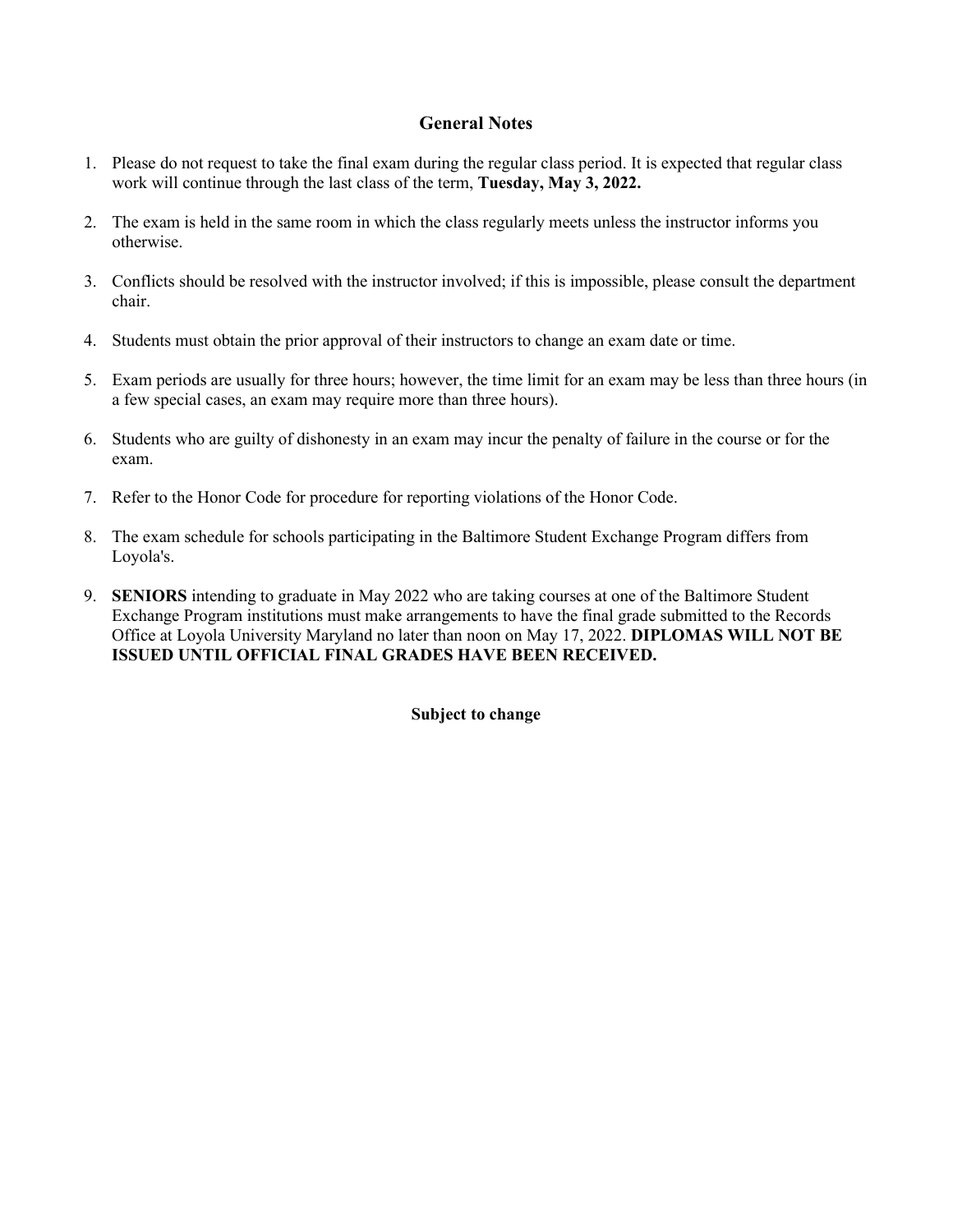## General Notes

1. Please do not request to take the final exam during the regular class period. It is expected that regular class work will continue through the last class of the term, **Tuesday, May 3, 2022.**

2. The exam is held in the same room in which the class regularly meets unless the instructor informs you otherwise.

3. Conflicts should be resolved with the instructor involved; if this is impossible, please consult the department chair.

4. Students must obtain the prior approval of their instructors to change an exam date or time.

5. Exam periods are usually for three hours; however, the time limit for an exam may be less than three hours (in a few special cases, an exam may require more than three hours).

6. Students who are guilty of dishonesty in an exam may incur the penalty of failure in the course or for the exam.

7. Refer to the Honor Code for procedure for reporting violations of the Honor Code.

8. The exam schedule for schools participating in the Baltimore Student Exchange Program differs from Loyola's.

9. **SENIORS** intending to graduate in May 2022 who are taking courses at one of the Baltimore Student Exchange Program institutions must make arrangements to have the final grade submitted to the Records Office at Loyola University Maryland no later than noon on May 17, 2022. **DIPLOMAS WILL NOT BE ISSUED UNTIL OFFICIAL FINAL GRADES HAVE BEEN RECEIVED.**

**Subject to change**